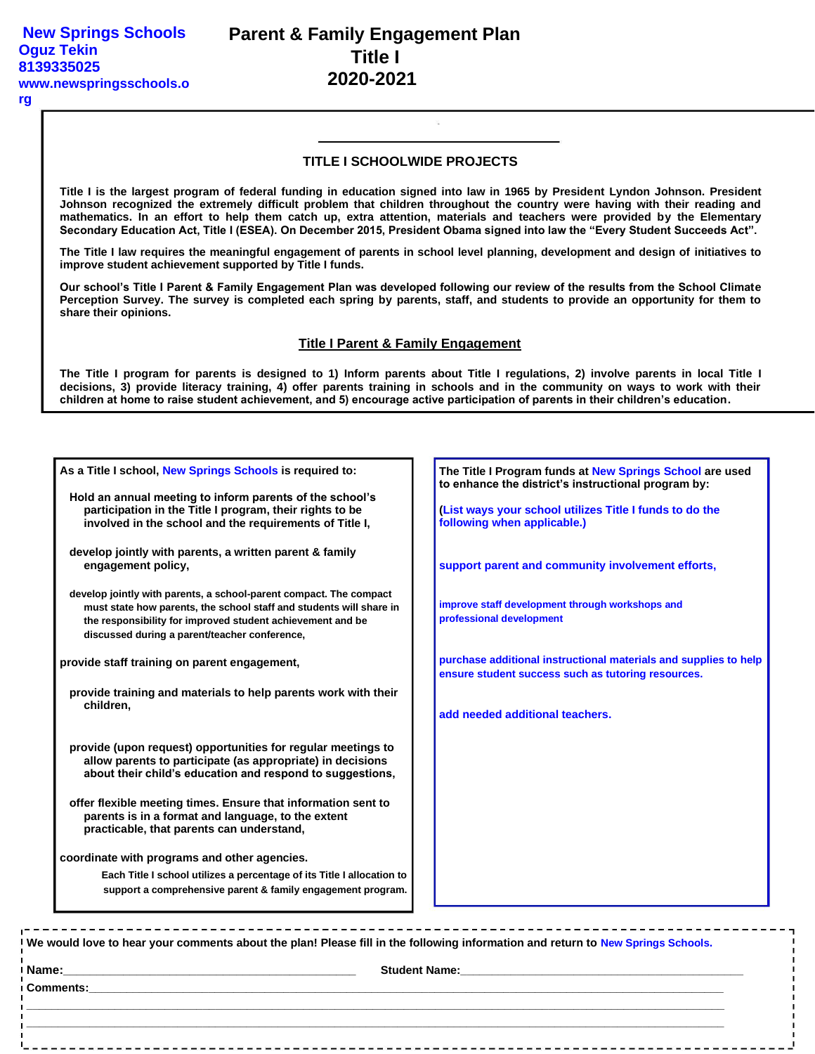**New Springs Schools**
**Oguz Tekin**
**8139335025**
**www.newspringsschools.org**

# Parent & Family Engagement Plan
# Title I
# 2020-2021

## TITLE I SCHOOLWIDE PROJECTS

**Title I is the largest program of federal funding in education signed into law in 1965 by President Lyndon Johnson. President Johnson recognized the extremely difficult problem that children throughout the country were having with their reading and mathematics. In an effort to help them catch up, extra attention, materials and teachers were provided by the Elementary Secondary Education Act, Title I (ESEA). On December 2015, President Obama signed into law the "Every Student Succeeds Act".**

**The Title I law requires the meaningful engagement of parents in school level planning, development and design of initiatives to improve student achievement supported by Title I funds.**

**Our school's Title I Parent & Family Engagement Plan was developed following our review of the results from the School Climate Perception Survey. The survey is completed each spring by parents, staff, and students to provide an opportunity for them to share their opinions.**

## Title I Parent & Family Engagement

**The Title I program for parents is designed to 1) Inform parents about Title I regulations, 2) involve parents in local Title I decisions, 3) provide literacy training, 4) offer parents training in schools and in the community on ways to work with their children at home to raise student achievement, and 5) encourage active participation of parents in their children's education.**

**As a Title I school, New Springs Schools is required to:**

- **Hold an annual meeting to inform parents of the school's participation in the Title I program, their rights to be involved in the school and the requirements of Title I,**
- **develop jointly with parents, a written parent & family engagement policy,**
- **develop jointly with parents, a school-parent compact. The compact must state how parents, the school staff and students will share in the responsibility for improved student achievement and be discussed during a parent/teacher conference,**
- **provide staff training on parent engagement,**
- **provide training and materials to help parents work with their children,**
- **provide (upon request) opportunities for regular meetings to allow parents to participate (as appropriate) in decisions about their child's education and respond to suggestions,**
- **offer flexible meeting times. Ensure that information sent to parents is in a format and language, to the extent practicable, that parents can understand,**
- **coordinate with programs and other agencies.**

**Each Title I school utilizes a percentage of its Title I allocation to support a comprehensive parent & family engagement program.**

**The Title I Program funds at New Springs School are used to enhance the district's instructional program by:**

**(List ways your school utilizes Title I funds to do the following when applicable.)**

- **support parent and community involvement efforts,**
- **improve staff development through workshops and professional development**
- **purchase additional instructional materials and supplies to help ensure student success such as tutoring resources.**
- **add needed additional teachers.**

---

**We would love to hear your comments about the plan! Please fill in the following information and return to New Springs Schools.**

**Name:**_______________________________ **Student Name:**_______________________________

**Comments:**_______________________________________________________________

_______________________________________________________________________

_______________________________________________________________________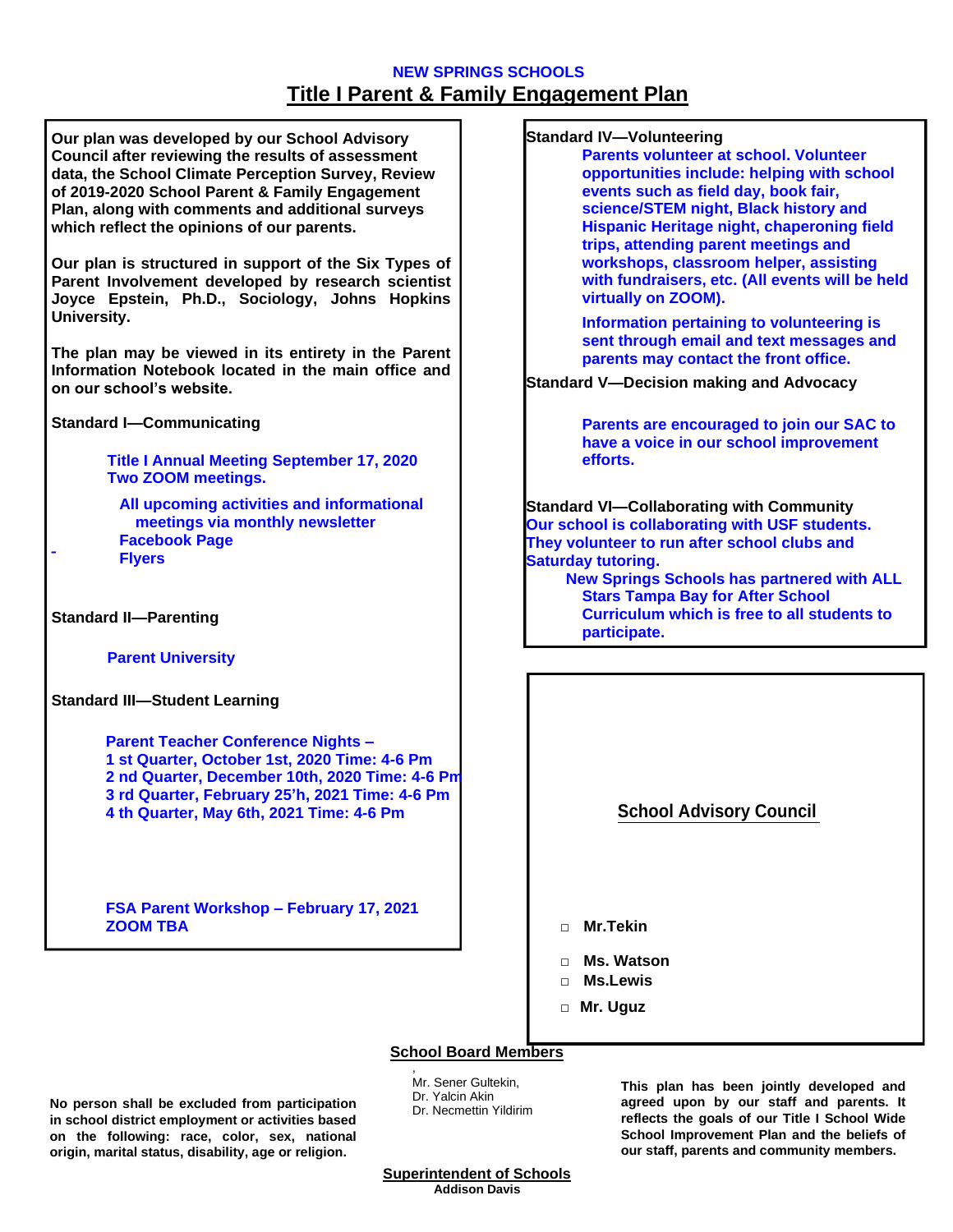**NEW SPRINGS SCHOOLS**

# Title I Parent & Family Engagement Plan

**Our plan was developed by our School Advisory Council after reviewing the results of assessment data, the School Climate Perception Survey, Review of 2019-2020 School Parent & Family Engagement Plan, along with comments and additional surveys which reflect the opinions of our parents.**

**Our plan is structured in support of the Six Types of Parent Involvement developed by research scientist Joyce Epstein, Ph.D., Sociology, Johns Hopkins University.**

**The plan may be viewed in its entirety in the Parent Information Notebook located in the main office and on our school's website.**

**Standard I—Communicating**

**Title I Annual Meeting September 17, 2020 Two ZOOM meetings.**

- **All upcoming activities and informational meetings via monthly newsletter**
- **Facebook Page**
- **Flyers**

**Standard II—Parenting**

**Parent University**

**Standard III—Student Learning**

**Parent Teacher Conference Nights –**
**1 st Quarter, October 1st, 2020 Time: 4-6 Pm**
**2 nd Quarter, December 10th, 2020 Time: 4-6 Pm**
**3 rd Quarter, February 25'h, 2021 Time: 4-6 Pm**
**4 th Quarter, May 6th, 2021 Time: 4-6 Pm**

**FSA Parent Workshop – February 17, 2021 ZOOM TBA**

**Standard IV—Volunteering**

**Parents volunteer at school. Volunteer opportunities include: helping with school events such as field day, book fair, science/STEM night, Black history and Hispanic Heritage night, chaperoning field trips, attending parent meetings and workshops, classroom helper, assisting with fundraisers, etc. (All events will be held virtually on ZOOM).**

**Information pertaining to volunteering is sent through email and text messages and parents may contact the front office.**

**Standard V—Decision making and Advocacy**

**Parents are encouraged to join our SAC to have a voice in our school improvement efforts.**

**Standard VI—Collaborating with Community**

**Our school is collaborating with USF students. They volunteer to run after school clubs and Saturday tutoring.**

**New Springs Schools has partnered with ALL Stars Tampa Bay for After School Curriculum which is free to all students to participate.**

**School Advisory Council**

- **Mr.Tekin**
- **Ms. Watson**
- **Ms.Lewis**
- **Mr. Uguz**

**School Board Members**

Mr. Sener Gultekin,
Dr. Yalcin Akin
Dr. Necmettin Yildirim

**No person shall be excluded from participation in school district employment or activities based on the following: race, color, sex, national origin, marital status, disability, age or religion.**

**This plan has been jointly developed and agreed upon by our staff and parents. It reflects the goals of our Title I School Wide School Improvement Plan and the beliefs of our staff, parents and community members.**

**Superintendent of Schools**
**Addison Davis**